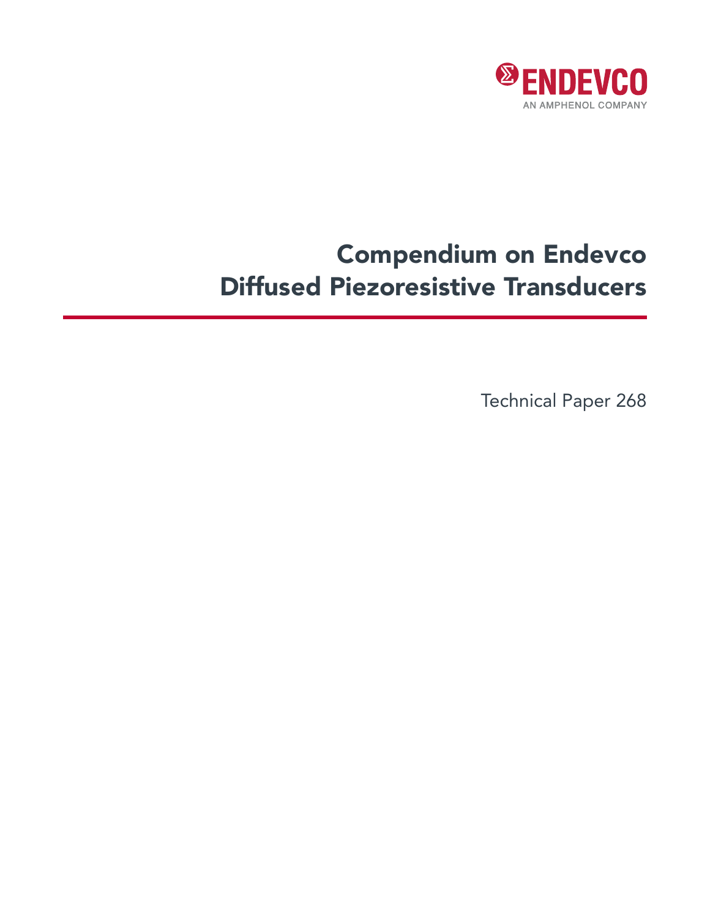ENDEVCO

AN AMPHENOL COMPANY

# Compendium on Endevco Diffused Piezoresistive Transducers

Technical Paper 268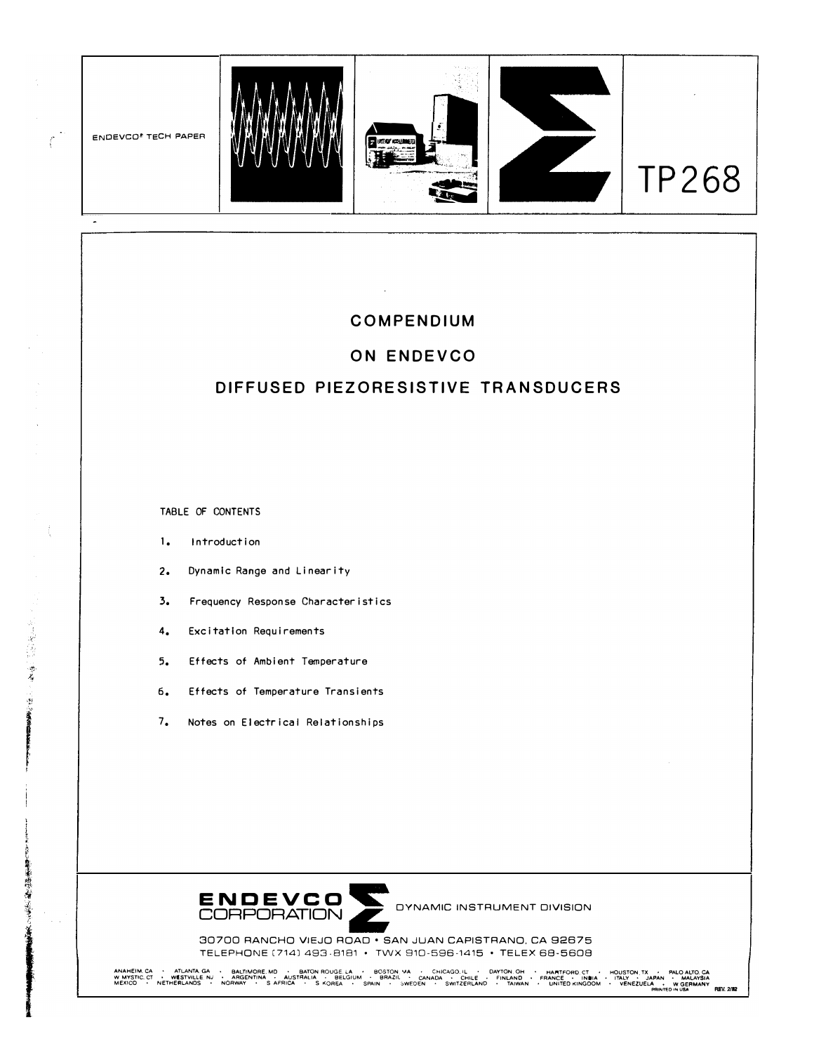ENDEVCO® TECH PAPER

TP268

# COMPENDIUM

# ON ENDEVCO

# DIFFUSED PIEZORESISTIVE TRANSDUCERS

TABLE OF CONTENTS

1. Introduction
2. Dynamic Range and Linearity
3. Frequency Response Characteristics
4. Excitation Requirements
5. Effects of Ambient Temperature
6. Effects of Temperature Transients
7. Notes on Electrical Relationships

ENDEVCO CORPORATION — DYNAMIC INSTRUMENT DIVISION

30700 RANCHO VIEJO ROAD • SAN JUAN CAPISTRANO, CA 92675
TELEPHONE (714) 493-8181 • TWX 910-596-1415 • TELEX 68-5608

ANAHEIM, CA • ATLANTA, GA • BALTIMORE, MD • BATON ROUGE, LA • BOSTON, MA • CHICAGO, IL • DAYTON, OH • HARTFORD, CT • HOUSTON, TX • PALO ALTO, CA
W MYSTIC, CT • WESTVILLE, NJ • ARGENTINA • AUSTRALIA • BELGIUM • BRAZIL • CANADA • CHILE • FINLAND • FRANCE • INDIA • ITALY • JAPAN • MALAYSIA
MEXICO • NETHERLANDS • NORWAY • S AFRICA • S KOREA • SPAIN • SWEDEN • SWITZERLAND • TAIWAN • UNITED KINGDOM • VENEZUELA • W GERMANY

PRINTED IN USA REV. 2/82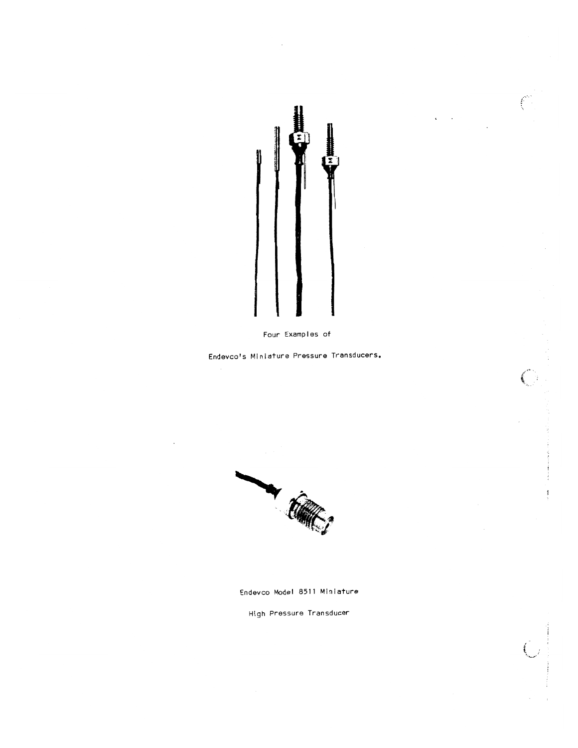Four Examples of

Endevco's Miniature Pressure Transducers.

Endevco Model 8511 Miniature

High Pressure Transducer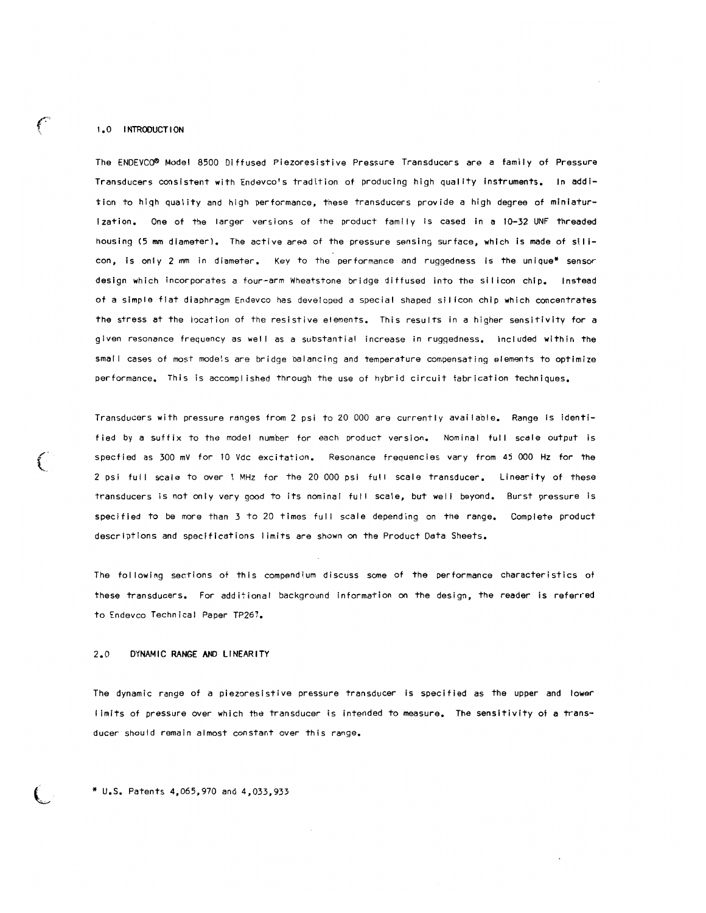## 1.0 INTRODUCTION

The ENDEVCO® Model 8500 Diffused Piezoresistive Pressure Transducers are a family of Pressure Transducers consistent with Endevco's tradition of producing high quality instruments. In addition to high quality and high performance, these transducers provide a high degree of miniaturization. One of the larger versions of the product family is cased in a 10-32 UNF threaded housing (5 mm diameter). The active area of the pressure sensing surface, which is made of silicon, is only 2 mm in diameter. Key to the performance and ruggedness is the unique* sensor design which incorporates a four-arm Wheatstone bridge diffused into the silicon chip. Instead of a simple flat diaphragm Endevco has developed a special shaped silicon chip which concentrates the stress at the location of the resistive elements. This results in a higher sensitivity for a given resonance frequency as well as a substantial increase in ruggedness. Included within the small cases of most models are bridge balancing and temperature compensating elements to optimize performance. This is accomplished through the use of hybrid circuit fabrication techniques.

Transducers with pressure ranges from 2 psi to 20 000 are currently available. Range is identified by a suffix to the model number for each product version. Nominal full scale output is specfied as 300 mV for 10 Vdc excitation. Resonance frequencies vary from 45 000 Hz for the 2 psi full scale to over 1 MHz for the 20 000 psi full scale transducer. Linearity of these transducers is not only very good to its nominal full scale, but well beyond. Burst pressure is specified to be more than 3 to 20 times full scale depending on the range. Complete product descriptions and specifications limits are shown on the Product Data Sheets.

The following sections of this compendium discuss some of the performance characteristics of these transducers. For additional background information on the design, the reader is referred to Endevco Technical Paper TP267.

## 2.0 DYNAMIC RANGE AND LINEARITY

The dynamic range of a piezoresistive pressure transducer is specified as the upper and lower limits of pressure over which the transducer is intended to measure. The sensitivity of a transducer should remain almost constant over this range.

* U.S. Patents 4,065,970 and 4,033,933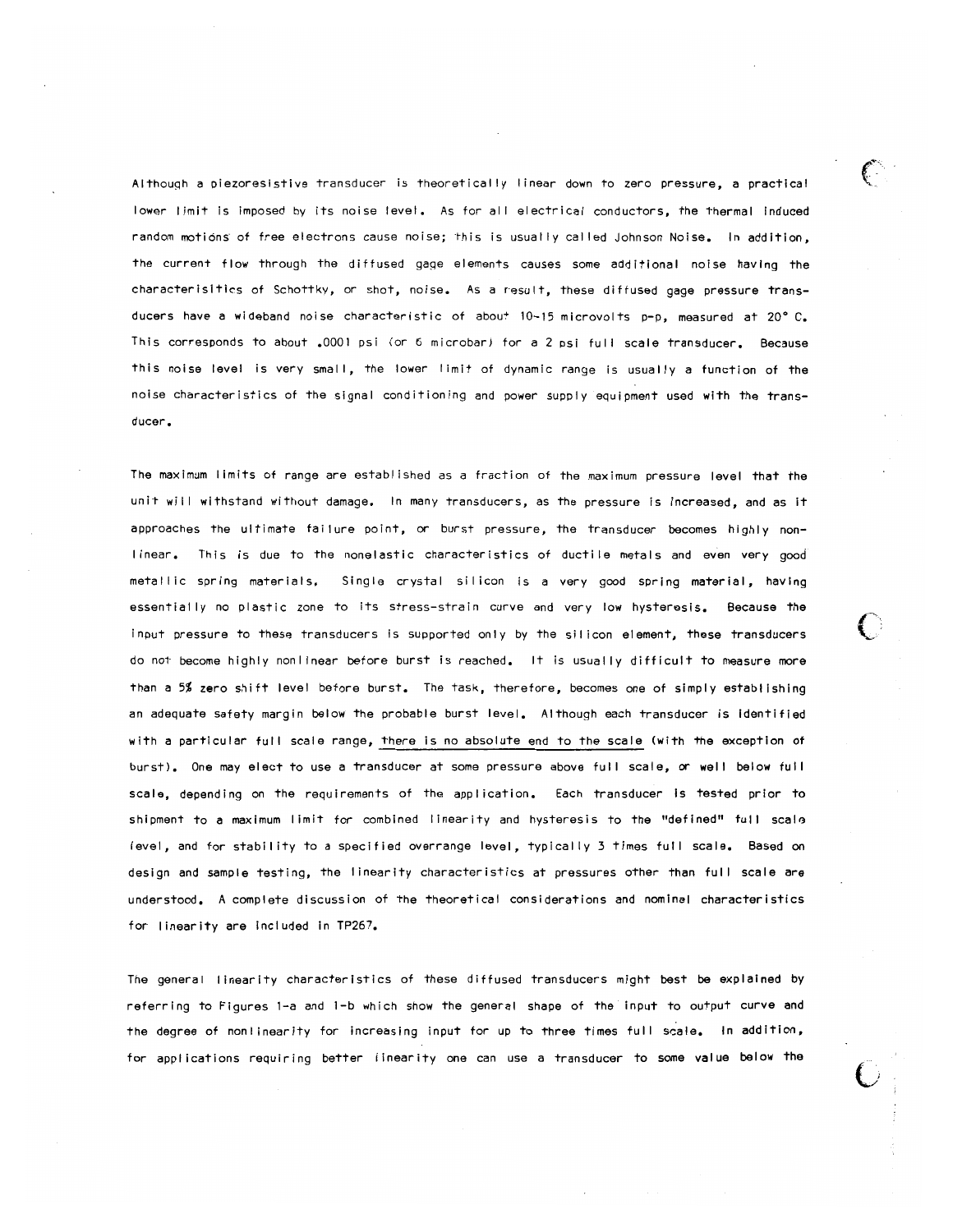Although a piezoresistive transducer is theoretically linear down to zero pressure, a practical lower limit is imposed by its noise level. As for all electrical conductors, the thermal induced random motions of free electrons cause noise; this is usually called Johnson Noise. In addition, the current flow through the diffused gage elements causes some additional noise having the characterisitics of Schottky, or shot, noise. As a result, these diffused gage pressure transducers have a wideband noise characteristic of about 10-15 microvolts p-p, measured at 20° C. This corresponds to about .0001 psi (or 6 microbar) for a 2 psi full scale transducer. Because this noise level is very small, the lower limit of dynamic range is usually a function of the noise characteristics of the signal conditioning and power supply equipment used with the transducer.

The maximum limits of range are established as a fraction of the maximum pressure level that the unit will withstand without damage. In many transducers, as the pressure is increased, and as it approaches the ultimate failure point, or burst pressure, the transducer becomes highly nonlinear. This is due to the nonelastic characteristics of ductile metals and even very good metallic spring materials. Single crystal silicon is a very good spring material, having essentially no plastic zone to its stress-strain curve and very low hysteresis. Because the input pressure to these transducers is supported only by the silicon element, these transducers do not become highly nonlinear before burst is reached. It is usually difficult to measure more than a 5% zero shift level before burst. The task, therefore, becomes one of simply establishing an adequate safety margin below the probable burst level. Although each transducer is identified with a particular full scale range, <u>there is no absolute end to the scale</u> (with the exception of burst). One may elect to use a transducer at some pressure above full scale, or well below full scale, depending on the requirements of the application. Each transducer is tested prior to shipment to a maximum limit for combined linearity and hysteresis to the "defined" full scale level, and for stability to a specified overrange level, typically 3 times full scale. Based on design and sample testing, the linearity characteristics at pressures other than full scale are understood. A complete discussion of the theoretical considerations and nominal characteristics for linearity are included in TP267.

The general linearity characteristics of these diffused transducers might best be explained by referring to Figures 1-a and 1-b which show the general shape of the input to output curve and the degree of nonlinearity for increasing input for up to three times full scale. In addition, for applications requiring better linearity one can use a transducer to some value below the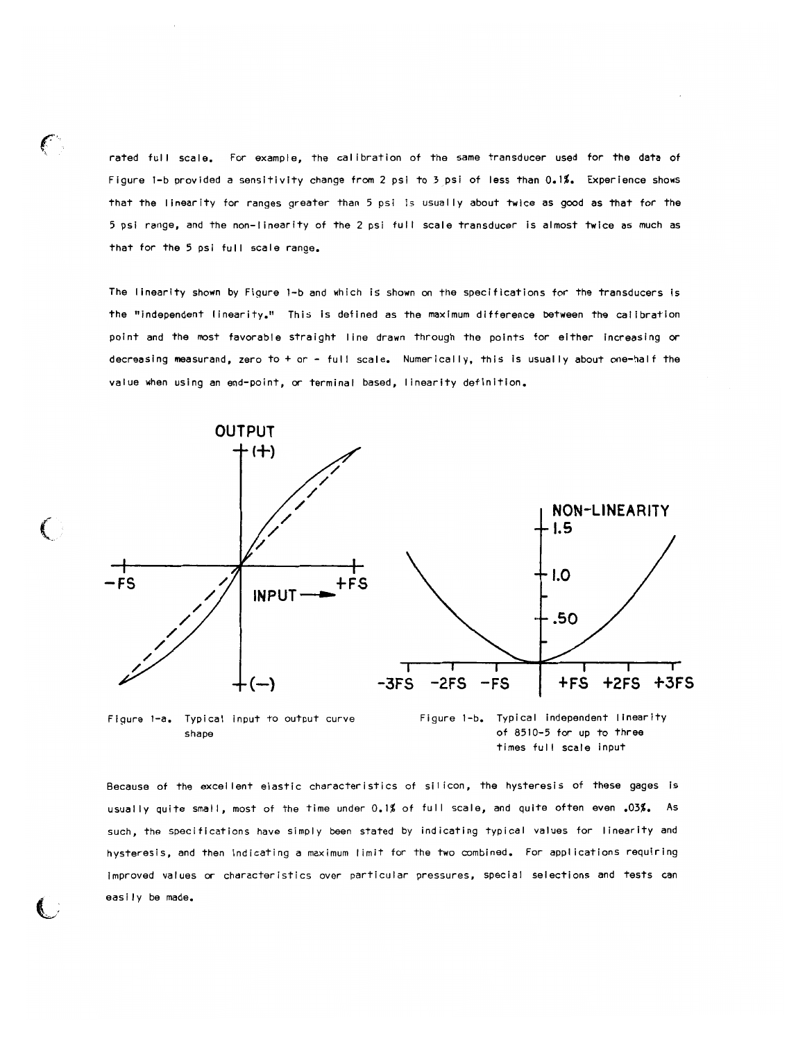rated full scale. For example, the calibration of the same transducer used for the data of Figure 1-b provided a sensitivity change from 2 psi to 3 psi of less than 0.1%. Experience shows that the linearity for ranges greater than 5 psi is usually about twice as good as that for the 5 psi range, and the non-linearity of the 2 psi full scale transducer is almost twice as much as that for the 5 psi full scale range.

The linearity shown by Figure 1-b and which is shown on the specifications for the transducers is the "independent linearity." This is defined as the maximum difference between the calibration point and the most favorable straight line drawn through the points for either increasing or decreasing measurand, zero to + or - full scale. Numerically, this is usually about one-half the value when using an end-point, or terminal based, linearity definition.

Figure 1-a. Typical input to output curve shape

Figure 1-b. Typical independent linearity of 8510-5 for up to three times full scale input

Because of the excellent elastic characteristics of silicon, the hysteresis of these gages is usually quite small, most of the time under 0.1% of full scale, and quite often even .03%. As such, the specifications have simply been stated by indicating typical values for linearity and hysteresis, and then indicating a maximum limit for the two combined. For applications requiring improved values or characteristics over particular pressures, special selections and tests can easily be made.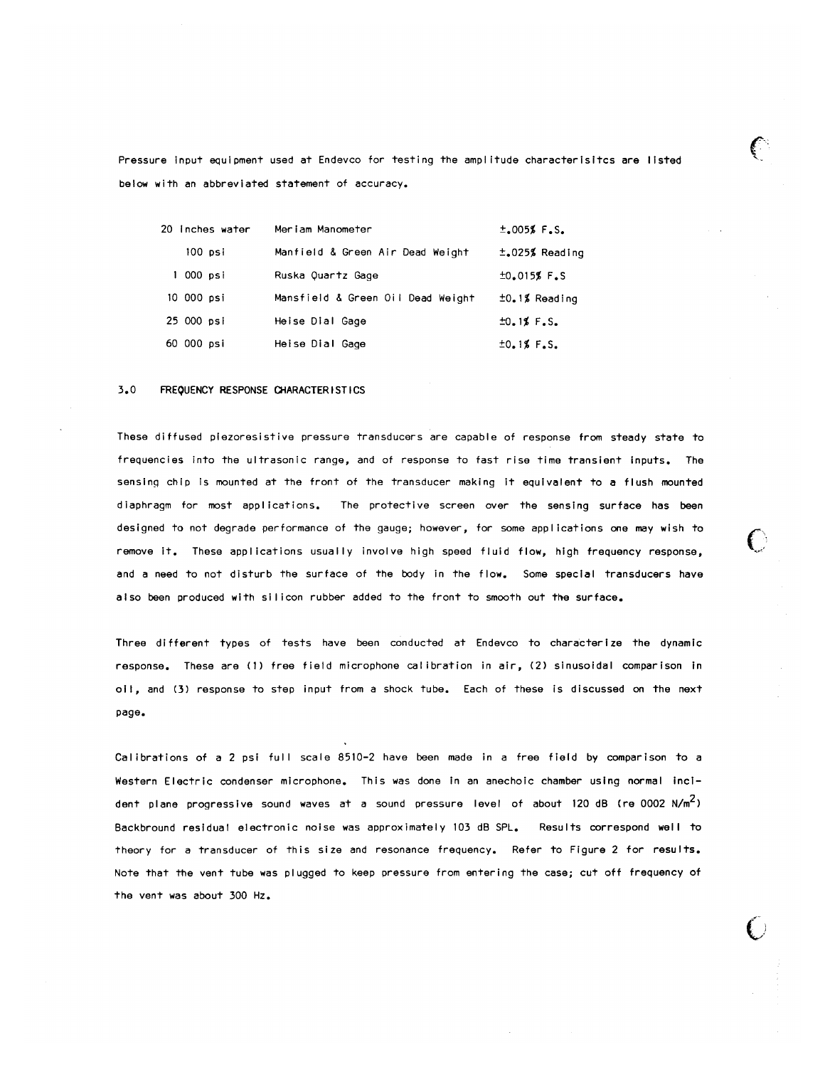Pressure input equipment used at Endevco for testing the amplitude characterisitcs are listed below with an abbreviated statement of accuracy.

| | | |
|---|---|---|
| 20 inches water | Meriam Manometer | ±.005% F.S. |
| 100 psi | Manfield & Green Air Dead Weight | ±.025% Reading |
| 1 000 psi | Ruska Quartz Gage | ±0.015% F.S |
| 10 000 psi | Mansfield & Green Oil Dead Weight | ±0.1% Reading |
| 25 000 psi | Heise Dial Gage | ±0.1% F.S. |
| 60 000 psi | Heise Dial Gage | ±0.1% F.S. |

## 3.0 FREQUENCY RESPONSE CHARACTERISTICS

These diffused piezoresistive pressure transducers are capable of response from steady state to frequencies into the ultrasonic range, and of response to fast rise time transient inputs. The sensing chip is mounted at the front of the transducer making it equivalent to a flush mounted diaphragm for most applications. The protective screen over the sensing surface has been designed to not degrade performance of the gauge; however, for some applications one may wish to remove it. These applications usually involve high speed fluid flow, high frequency response, and a need to not disturb the surface of the body in the flow. Some special transducers have also been produced with silicon rubber added to the front to smooth out the surface.

Three different types of tests have been conducted at Endevco to characterize the dynamic response. These are (1) free field microphone calibration in air, (2) sinusoidal comparison in oil, and (3) response to step input from a shock tube. Each of these is discussed on the next page.

Calibrations of a 2 psi full scale 8510-2 have been made in a free field by comparison to a Western Electric condenser microphone. This was done in an anechoic chamber using normal incident plane progressive sound waves at a sound pressure level of about 120 dB (re 0002 $N/m^2$) Backbround residual electronic noise was approximately 103 dB SPL. Results correspond well to theory for a transducer of this size and resonance frequency. Refer to Figure 2 for results. Note that the vent tube was plugged to keep pressure from entering the case; cut off frequency of the vent was about 300 Hz.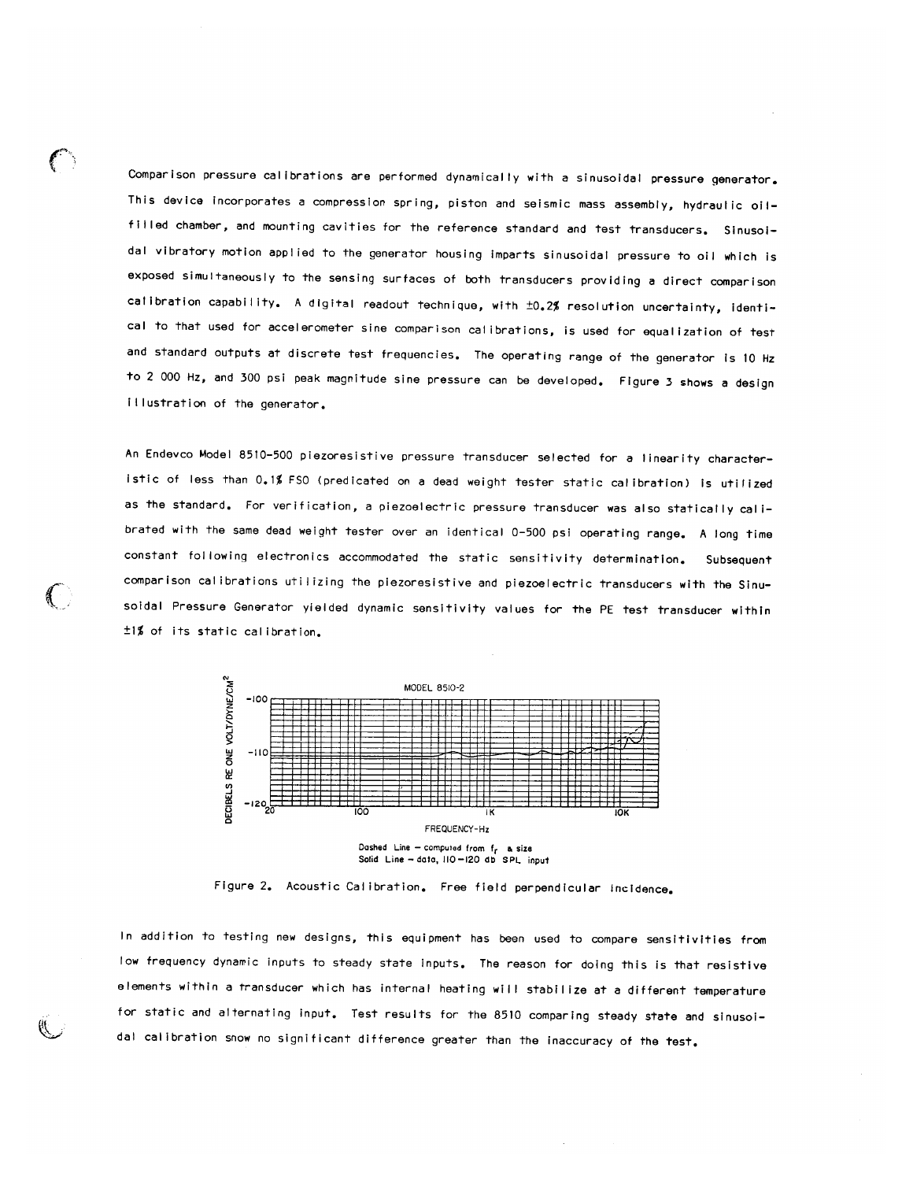Comparison pressure calibrations are performed dynamically with a sinusoidal pressure generator. This device incorporates a compression spring, piston and seismic mass assembly, hydraulic oil-filled chamber, and mounting cavities for the reference standard and test transducers. Sinusoidal vibratory motion applied to the generator housing imparts sinusoidal pressure to oil which is exposed simultaneously to the sensing surfaces of both transducers providing a direct comparison calibration capability. A digital readout technique, with ±0.2% resolution uncertainty, identical to that used for accelerometer sine comparison calibrations, is used for equalization of test and standard outputs at discrete test frequencies. The operating range of the generator is 10 Hz to 2 000 Hz, and 300 psi peak magnitude sine pressure can be developed. Figure 3 shows a design illustration of the generator.

An Endevco Model 8510-500 piezoresistive pressure transducer selected for a linearity characteristic of less than 0.1% FSO (predicated on a dead weight tester static calibration) is utilized as the standard. For verification, a piezoelectric pressure transducer was also statically calibrated with the same dead weight tester over an identical 0-500 psi operating range. A long time constant following electronics accommodated the static sensitivity determination. Subsequent comparison calibrations utilizing the piezoresistive and piezoelectric transducers with the Sinusoidal Pressure Generator yielded dynamic sensitivity values for the PE test transducer within ±1% of its static calibration.

MODEL 8510-2

DECIBELS RE ONE VOLT/DYNE/CM$^2$

FREQUENCY-Hz

Dashed Line – computed from $f_r$ & size
Solid Line – data, 110–120 db SPL input

Figure 2. Acoustic Calibration. Free field perpendicular incidence.

In addition to testing new designs, this equipment has been used to compare sensitivities from low frequency dynamic inputs to steady state inputs. The reason for doing this is that resistive elements within a transducer which has internal heating will stabilize at a different temperature for static and alternating input. Test results for the 8510 comparing steady state and sinusoidal calibration snow no significant difference greater than the inaccuracy of the test.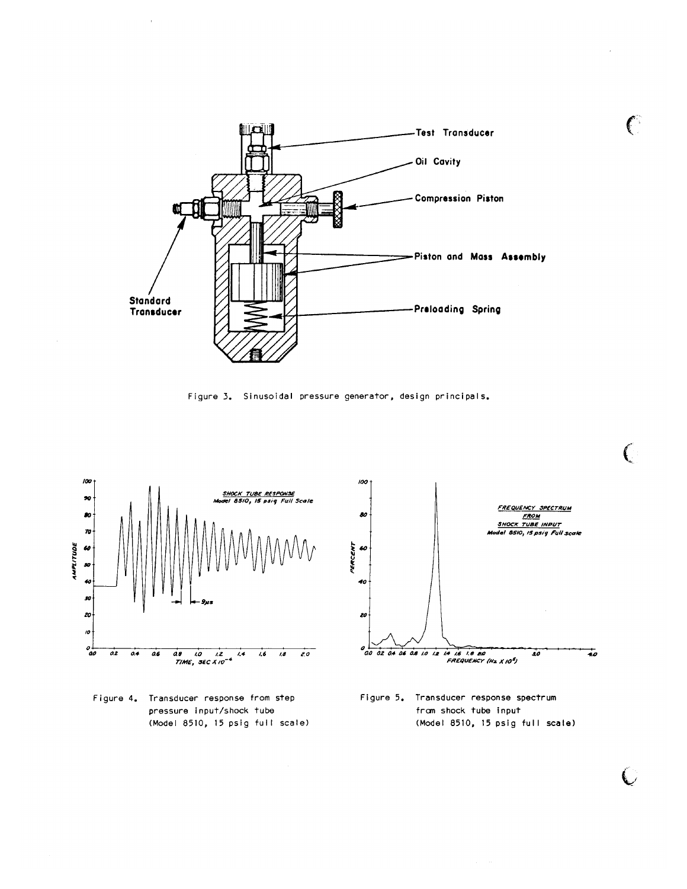Figure 3. Sinusoidal pressure generator, design principals.

Figure 4. Transducer response from step pressure input/shock tube (Model 8510, 15 psig full scale)

Figure 5. Transducer response spectrum from shock tube input (Model 8510, 15 psig full scale)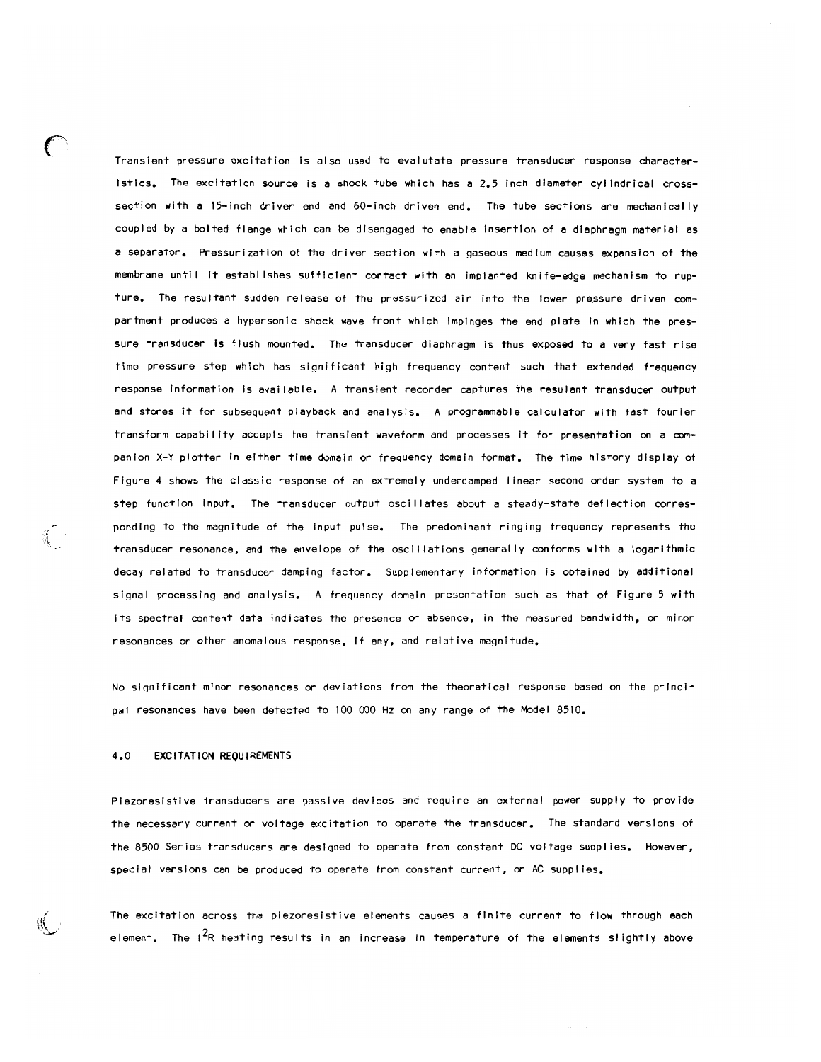Transient pressure excitation is also used to evalutate pressure transducer response characteristics. The excitation source is a shock tube which has a 2.5 inch diameter cylindrical cross-section with a 15-inch driver end and 60-inch driven end. The tube sections are mechanically coupled by a bolted flange which can be disengaged to enable insertion of a diaphragm material as a separator. Pressurization of the driver section with a gaseous medium causes expansion of the membrane until it establishes sufficient contact with an implanted knife-edge mechanism to rupture. The resultant sudden release of the pressurized air into the lower pressure driven compartment produces a hypersonic shock wave front which impinges the end plate in which the pressure transducer is flush mounted. The transducer diaphragm is thus exposed to a very fast rise time pressure step which has significant high frequency content such that extended frequency response information is available. A transient recorder captures the resulant transducer output and stores it for subsequent playback and analysis. A programmable calculator with fast fourier transform capability accepts the transient waveform and processes it for presentation on a companion X-Y plotter in either time domain or frequency domain format. The time history display of Figure 4 shows the classic response of an extremely underdamped linear second order system to a step function input. The transducer output oscillates about a steady-state deflection corresponding to the magnitude of the input pulse. The predominant ringing frequency represents the transducer resonance, and the envelope of the oscillations generally conforms with a logarithmic decay related to transducer damping factor. Supplementary information is obtained by additional signal processing and analysis. A frequency domain presentation such as that of Figure 5 with its spectral content data indicates the presence or absence, in the measured bandwidth, or minor resonances or other anomalous response, if any, and relative magnitude.

No significant minor resonances or deviations from the theoretical response based on the principal resonances have been detected to 100 000 Hz on any range of the Model 8510.

## 4.0 EXCITATION REQUIREMENTS

Piezoresistive transducers are passive devices and require an external power supply to provide the necessary current or voltage excitation to operate the transducer. The standard versions of the 8500 Series transducers are designed to operate from constant DC voltage supplies. However, special versions can be produced to operate from constant current, or AC supplies.

The excitation across the piezoresistive elements causes a finite current to flow through each element. The $I^2R$ heating results in an increase in temperature of the elements slightly above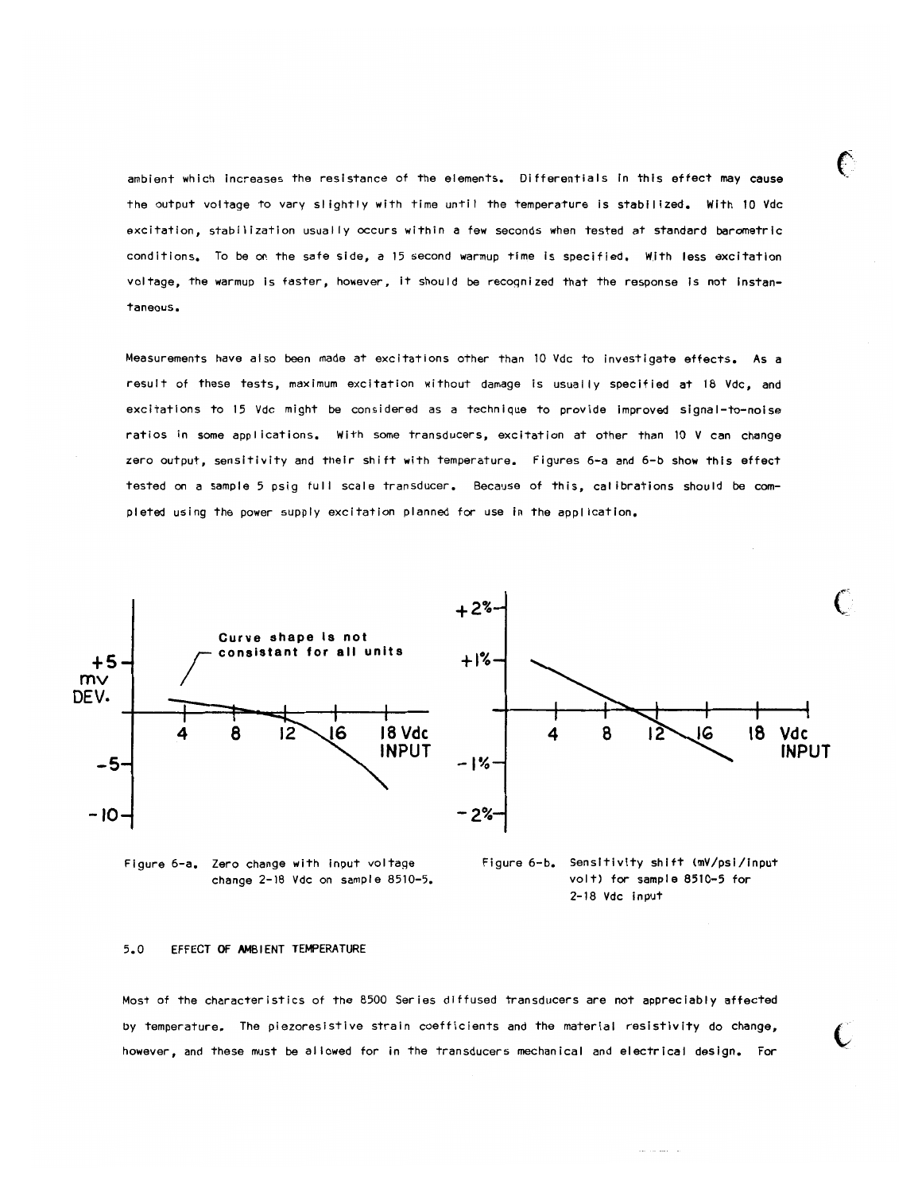ambient which increases the resistance of the elements. Differentials in this effect may cause the output voltage to vary slightly with time until the temperature is stabilized. With 10 Vdc excitation, stabilization usually occurs within a few seconds when tested at standard barometric conditions. To be on the safe side, a 15 second warmup time is specified. With less excitation voltage, the warmup is faster, however, it should be recognized that the response is not instantaneous.

Measurements have also been made at excitations other than 10 Vdc to investigate effects. As a result of these tests, maximum excitation without damage is usually specified at 18 Vdc, and excitations to 15 Vdc might be considered as a technique to provide improved signal-to-noise ratios in some applications. With some transducers, excitation at other than 10 V can change zero output, sensitivity and their shift with temperature. Figures 6-a and 6-b show this effect tested on a sample 5 psig full scale transducer. Because of this, calibrations should be completed using the power supply excitation planned for use in the application.

Curve shape is not consistant for all units

Figure 6-a. Zero change with input voltage change 2-18 Vdc on sample 8510-5.

Figure 6-b. Sensitivity shift (mV/psi/input volt) for sample 8510-5 for 2-18 Vdc input

## 5.0 EFFECT OF AMBIENT TEMPERATURE

Most of the characteristics of the 8500 Series diffused transducers are not appreciably affected by temperature. The piezoresistive strain coefficients and the material resistivity do change, however, and these must be allowed for in the transducers mechanical and electrical design. For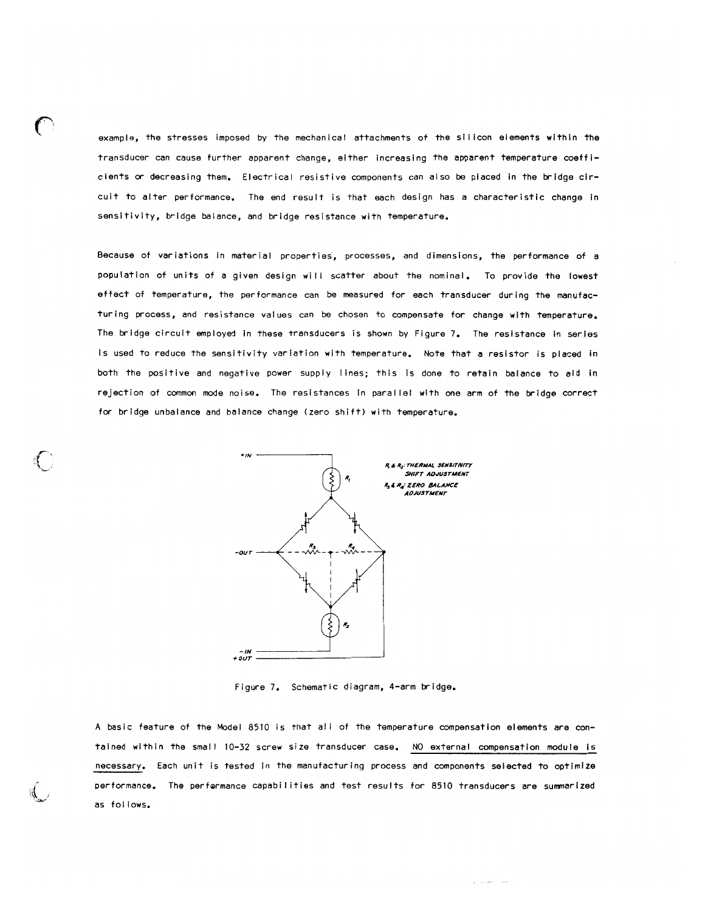example, the stresses imposed by the mechanical attachments of the silicon elements within the transducer can cause further apparent change, either increasing the apparent temperature coefficients or decreasing them. Electrical resistive components can also be placed in the bridge circuit to alter performance. The end result is that each design has a characteristic change in sensitivity, bridge balance, and bridge resistance with temperature.

Because of variations in material properties, processes, and dimensions, the performance of a population of units of a given design will scatter about the nominal. To provide the lowest effect of temperature, the performance can be measured for each transducer during the manufacturing process, and resistance values can be chosen to compensate for change with temperature. The bridge circuit employed in these transducers is shown by Figure 7. The resistance in series is used to reduce the sensitivity variation with temperature. Note that a resistor is placed in both the positive and negative power supply lines; this is done to retain balance to aid in rejection of common mode noise. The resistances in parallel with one arm of the bridge correct for bridge unbalance and balance change (zero shift) with temperature.

$R_1$ & $R_2$: THERMAL SENSITIVITY SHIFT ADJUSTMENT
$R_3$ & $R_4$: ZERO BALANCE ADJUSTMENT

+IN, −OUT, −IN, +OUT

Figure 7. Schematic diagram, 4-arm bridge.

A basic feature of the Model 8510 is that all of the temperature compensation elements are contained within the small 10-32 screw size transducer case. <u>NO external compensation module is necessary.</u> Each unit is tested in the manufacturing process and components selected to optimize performance. The performance capabilities and test results for 8510 transducers are summarized as follows.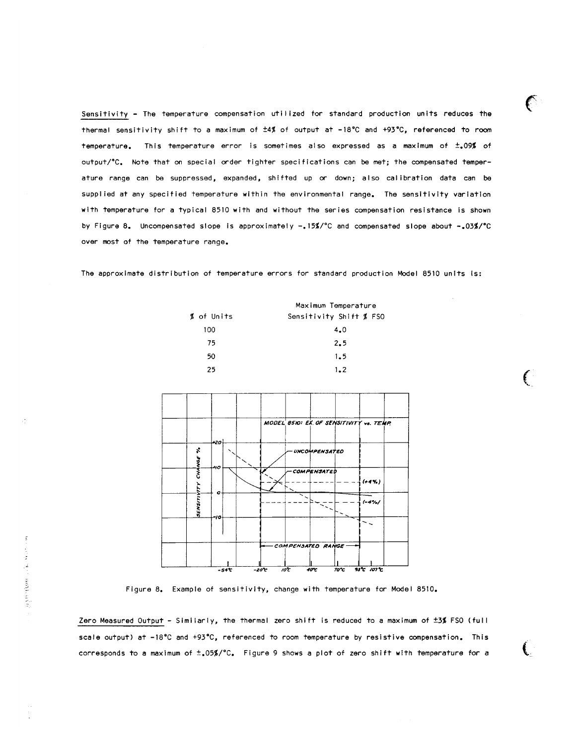Sensitivity - The temperature compensation utilized for standard production units reduces the thermal sensitivity shift to a maximum of ±4% of output at -18°C and +93°C, referenced to room temperature. This temperature error is sometimes also expressed as a maximum of ±.09% of output/°C. Note that on special order tighter specifications can be met; the compensated temperature range can be suppressed, expanded, shifted up or down; also calibration data can be supplied at any specified temperature within the environmental range. The sensitivity variation with temperature for a typical 8510 with and without the series compensation resistance is shown by Figure 8. Uncompensated slope is approximately -.15%/°C and compensated slope about -.03%/°C over most of the temperature range.

The approximate distribution of temperature errors for standard production Model 8510 units is:

| % of Units | Maximum Temperature Sensitivity Shift % FSO |
|---|---|
| 100 | 4.0 |
| 75 | 2.5 |
| 50 | 1.5 |
| 25 | 1.2 |

Figure 8. Example of sensitivity, change with temperature for Model 8510.

Zero Measured Output - Similarly, the thermal zero shift is reduced to a maximum of ±3% FSO (full scale output) at -18°C and +93°C, referenced to room temperature by resistive compensation. This corresponds to a maximum of ±.05%/°C. Figure 9 shows a plot of zero shift with temperature for a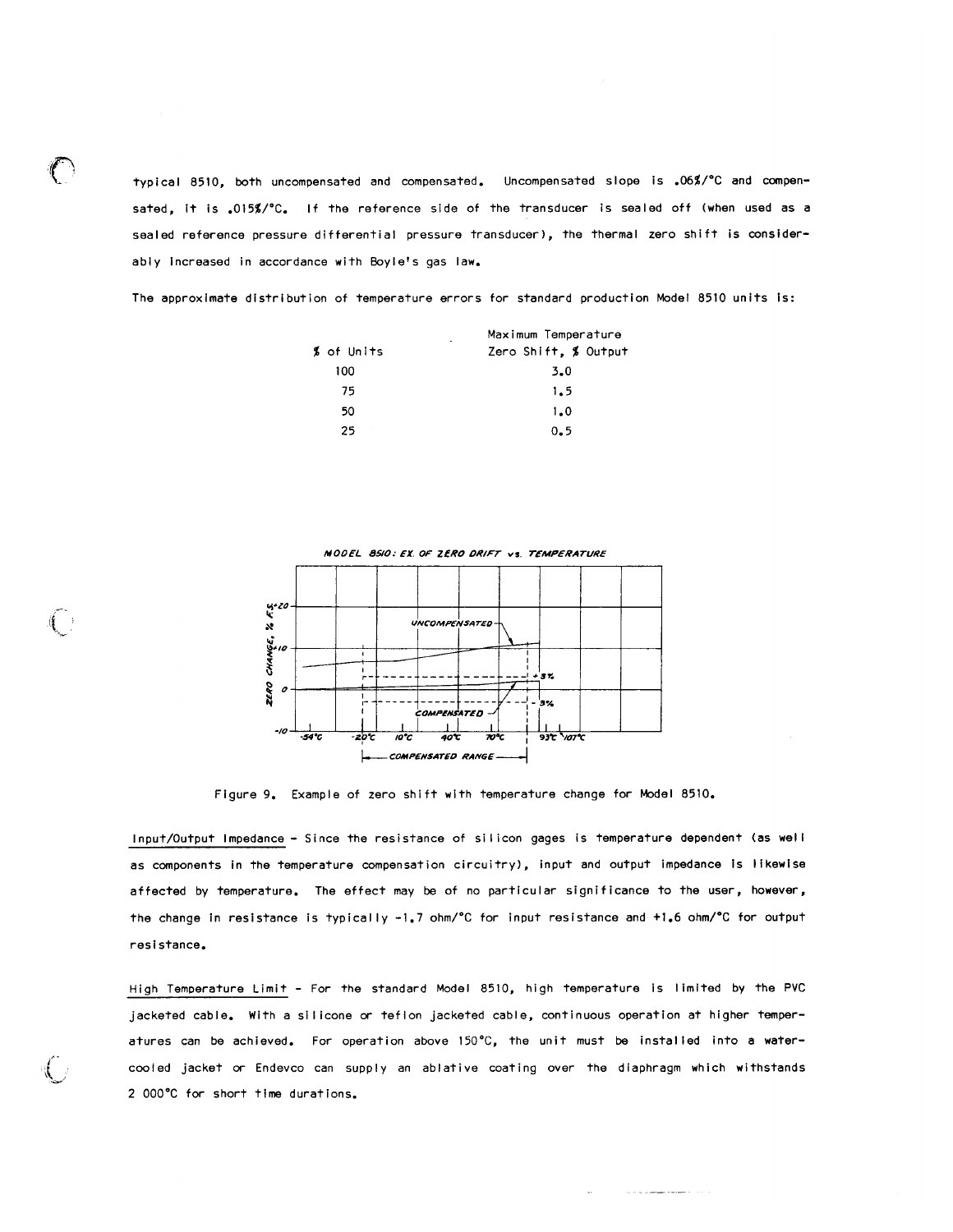typical 8510, both uncompensated and compensated. Uncompensated slope is .06%/°C and compensated, it is .015%/°C. If the reference side of the transducer is sealed off (when used as a sealed reference pressure differential pressure transducer), the thermal zero shift is considerably increased in accordance with Boyle's gas law.

The approximate distribution of temperature errors for standard production Model 8510 units is:

| % of Units | Maximum Temperature Zero Shift, % Output |
|---|---|
| 100 | 3.0 |
| 75 | 1.5 |
| 50 | 1.0 |
| 25 | 0.5 |

Figure 9. Example of zero shift with temperature change for Model 8510.

Input/Output Impedance - Since the resistance of silicon gages is temperature dependent (as well as components in the temperature compensation circuitry), input and output impedance is likewise affected by temperature. The effect may be of no particular significance to the user, however, the change in resistance is typically -1.7 ohm/°C for input resistance and +1.6 ohm/°C for output resistance.

High Temperature Limit - For the standard Model 8510, high temperature is limited by the PVC jacketed cable. With a silicone or teflon jacketed cable, continuous operation at higher temperatures can be achieved. For operation above 150°C, the unit must be installed into a water-cooled jacket or Endevco can supply an ablative coating over the diaphragm which withstands 2 000°C for short time durations.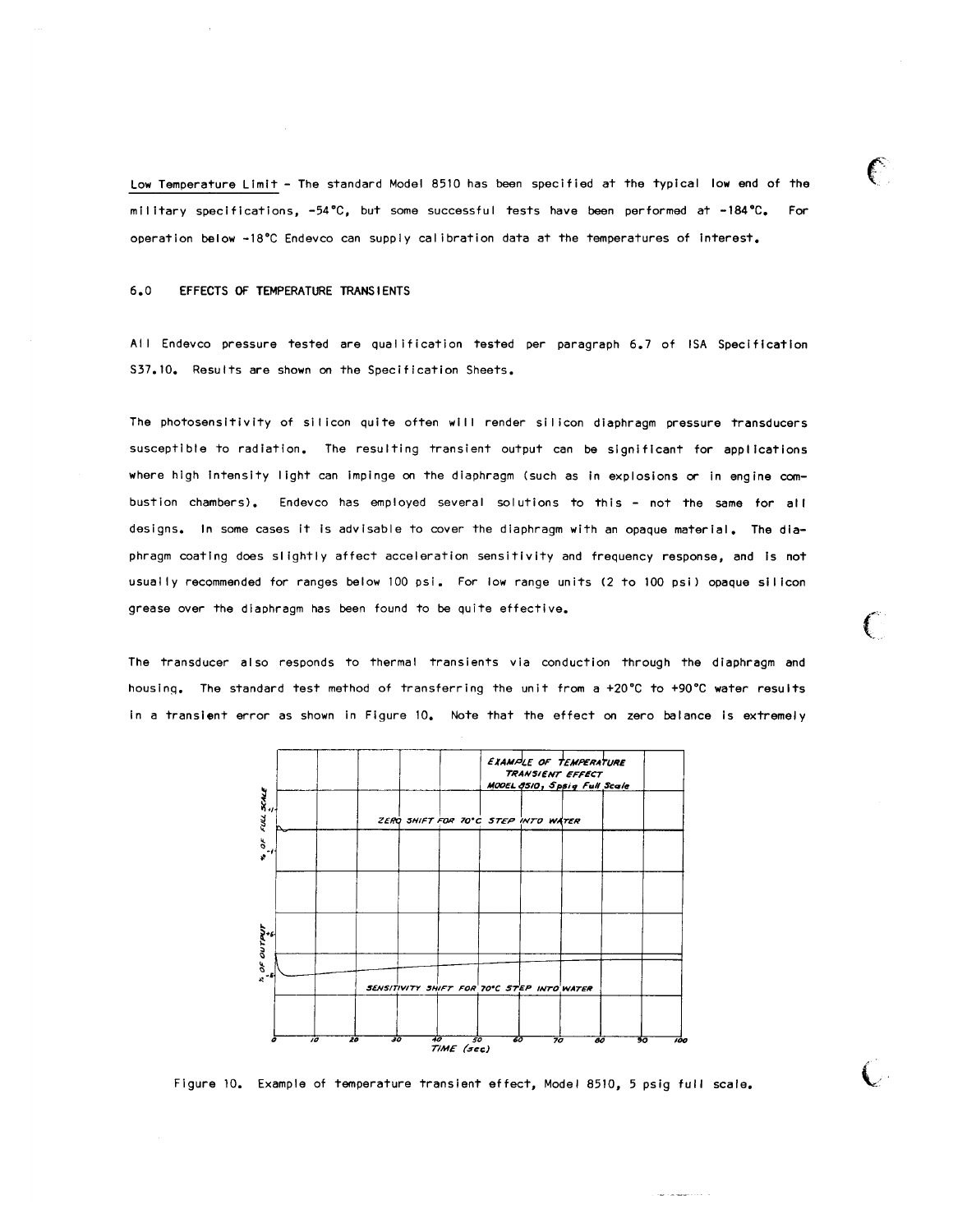Low Temperature Limit - The standard Model 8510 has been specified at the typical low end of the military specifications, -54°C, but some successful tests have been performed at -184°C. For operation below -18°C Endevco can supply calibration data at the temperatures of interest.

## 6.0 EFFECTS OF TEMPERATURE TRANSIENTS

All Endevco pressure tested are qualification tested per paragraph 6.7 of ISA Specification S37.10. Results are shown on the Specification Sheets.

The photosensitivity of silicon quite often will render silicon diaphragm pressure transducers susceptible to radiation. The resulting transient output can be significant for applications where high intensity light can impinge on the diaphragm (such as in explosions or in engine combustion chambers). Endevco has employed several solutions to this - not the same for all designs. In some cases it is advisable to cover the diaphragm with an opaque material. The diaphragm coating does slightly affect acceleration sensitivity and frequency response, and is not usually recommended for ranges below 100 psi. For low range units (2 to 100 psi) opaque silicon grease over the diaphragm has been found to be quite effective.

The transducer also responds to thermal transients via conduction through the diaphragm and housing. The standard test method of transferring the unit from a +20°C to +90°C water results in a transient error as shown in Figure 10. Note that the effect on zero balance is extremely

Figure 10. Example of temperature transient effect, Model 8510, 5 psig full scale.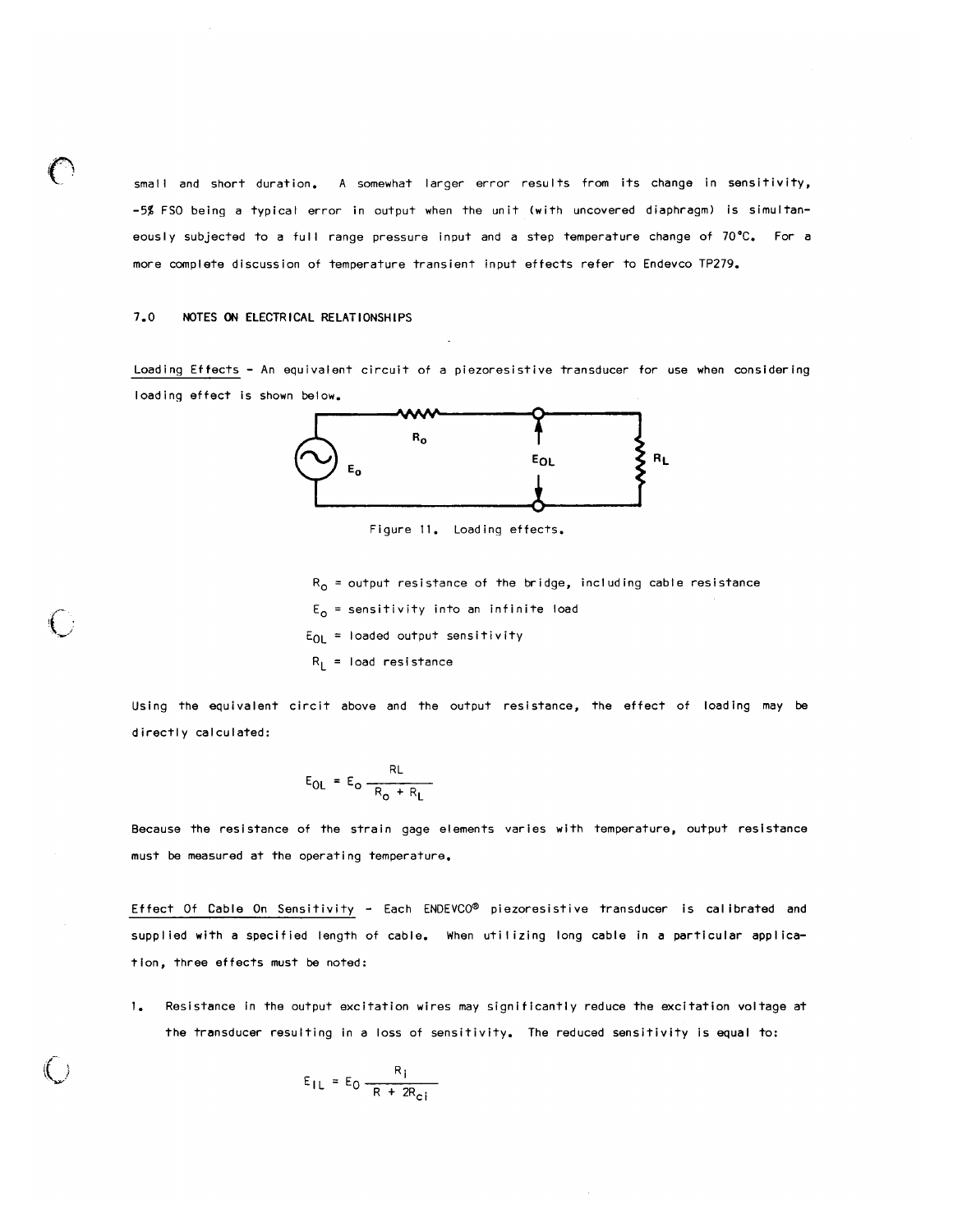small and short duration. A somewhat larger error results from its change in sensitivity, -5% FSO being a typical error in output when the unit (with uncovered diaphragm) is simultaneously subjected to a full range pressure input and a step temperature change of 70°C. For a more complete discussion of temperature transient input effects refer to Endevco TP279.

## 7.0 NOTES ON ELECTRICAL RELATIONSHIPS

Loading Effects - An equivalent circuit of a piezoresistive transducer for use when considering loading effect is shown below.

Figure 11. Loading effects.

$R_o$ = output resistance of the bridge, including cable resistance

$E_o$ = sensitivity into an infinite load

$E_{OL}$ = loaded output sensitivity

$R_L$ = load resistance

Using the equivalent circit above and the output resistance, the effect of loading may be directly calculated:

$$E_{OL} = E_O \frac{RL}{R_o + R_L}$$

Because the resistance of the strain gage elements varies with temperature, output resistance must be measured at the operating temperature.

Effect Of Cable On Sensitivity - Each ENDEVCO® piezoresistive transducer is calibrated and supplied with a specified length of cable. When utilizing long cable in a particular application, three effects must be noted:

1. Resistance in the output excitation wires may significantly reduce the excitation voltage at the transducer resulting in a loss of sensitivity. The reduced sensitivity is equal to:

$$E_{IL} = E_O \frac{R_i}{R + 2R_{ci}}$$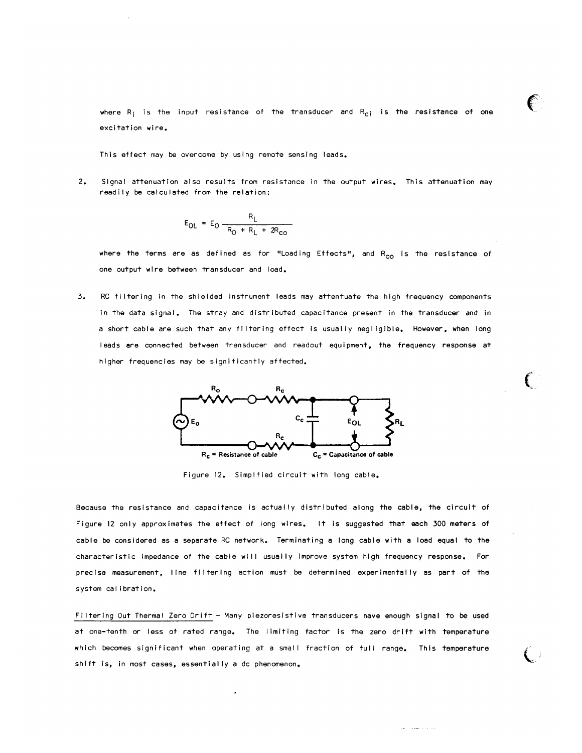where $R_i$ is the input resistance of the transducer and $R_{ci}$ is the resistance of one excitation wire.

This effect may be overcome by using remote sensing leads.

2. Signal attenuation also results from resistance in the output wires. This attenuation may readily be calculated from the relation:

$$E_{OL} = E_O \frac{R_L}{R_O + R_L + 2R_{co}}$$

where the terms are as defined as for "Loading Effects", and $R_{co}$ is the resistance of one output wire between transducer and load.

3. RC filtering in the shielded instrument leads may attentuate the high frequency components in the data signal. The stray and distributed capacitance present in the transducer and in a short cable are such that any filtering effect is usually negligible. However, when long leads are connected between transducer and readout equipment, the frequency response at higher frequencies may be significantly affected.

$R_c$ = Resistance of cable  $C_c$ = Capacitance of cable

Figure 12. Simplified circuit with long cable.

Because the resistance and capacitance is actually distributed along the cable, the circuit of Figure 12 only approximates the effect of long wires. It is suggested that each 300 meters of cable be considered as a separate RC network. Terminating a long cable with a load equal to the characteristic impedance of the cable will usually improve system high frequency response. For precise measurement, line filtering action must be determined experimentally as part of the system calibration.

Filtering Out Thermal Zero Drift - Many piezoresistive transducers have enough signal to be used at one-tenth or less of rated range. The limiting factor is the zero drift with temperature which becomes significant when operating at a small fraction of full range. This temperature shift is, in most cases, essentially a dc phenomenon.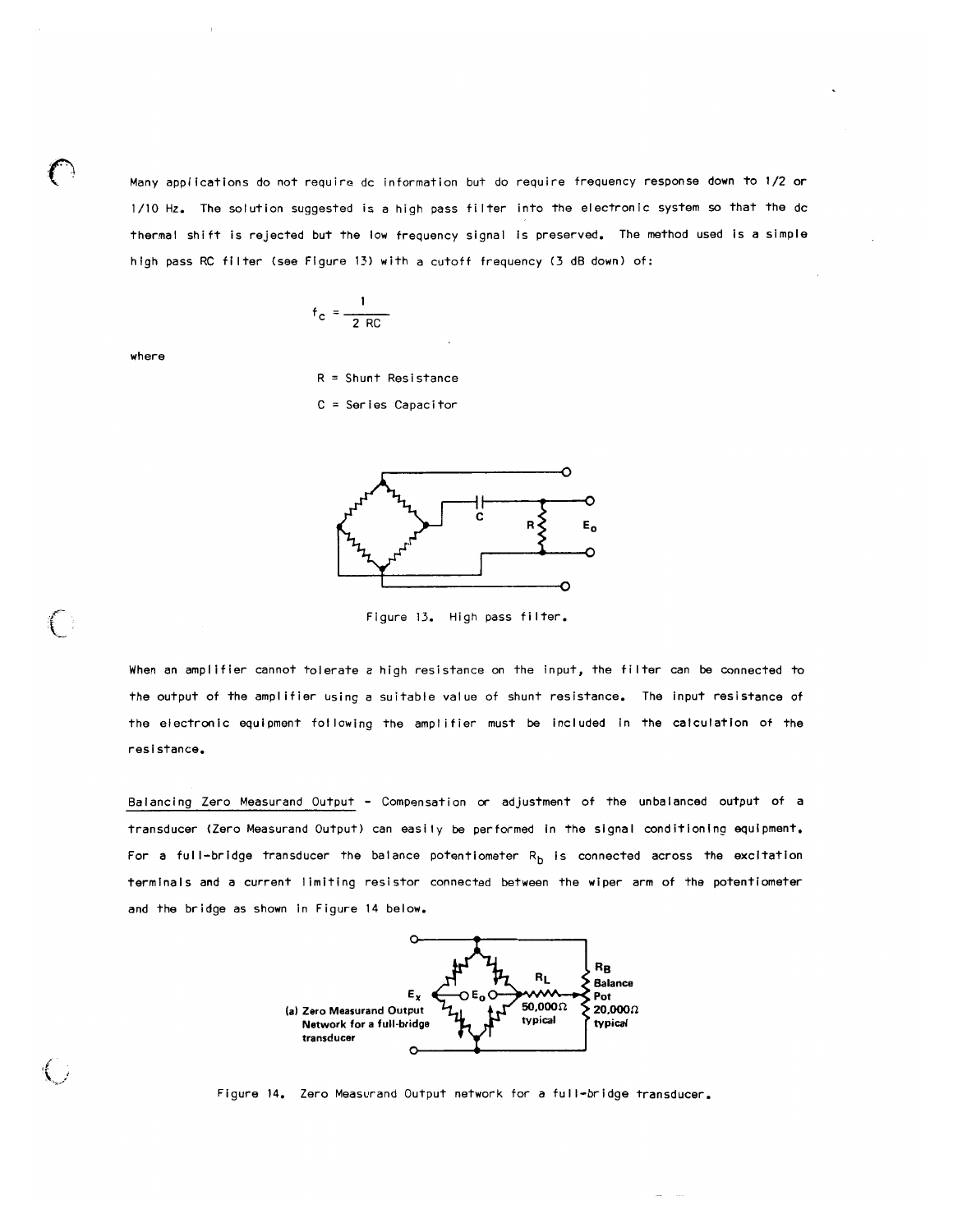Many applications do not require dc information but do require frequency response down to 1/2 or 1/10 Hz. The solution suggested is a high pass filter into the electronic system so that the dc thermal shift is rejected but the low frequency signal is preserved. The method used is a simple high pass RC filter (see Figure 13) with a cutoff frequency (3 dB down) of:

$$f_c = \frac{1}{2\ RC}$$

where

R = Shunt Resistance

C = Series Capacitor

Figure 13. High pass filter.

When an amplifier cannot tolerate a high resistance on the input, the filter can be connected to the output of the amplifier using a suitable value of shunt resistance. The input resistance of the electronic equipment following the amplifier must be included in the calculation of the resistance.

Balancing Zero Measurand Output - Compensation or adjustment of the unbalanced output of a transducer (Zero Measurand Output) can easily be performed in the signal conditioning equipment. For a full-bridge transducer the balance potentiometer $R_b$ is connected across the excitation terminals and a current limiting resistor connected between the wiper arm of the potentiometer and the bridge as shown in Figure 14 below.

(a) Zero Measurand Output Network for a full-bridge transducer

Figure 14. Zero Measurand Output network for a full-bridge transducer.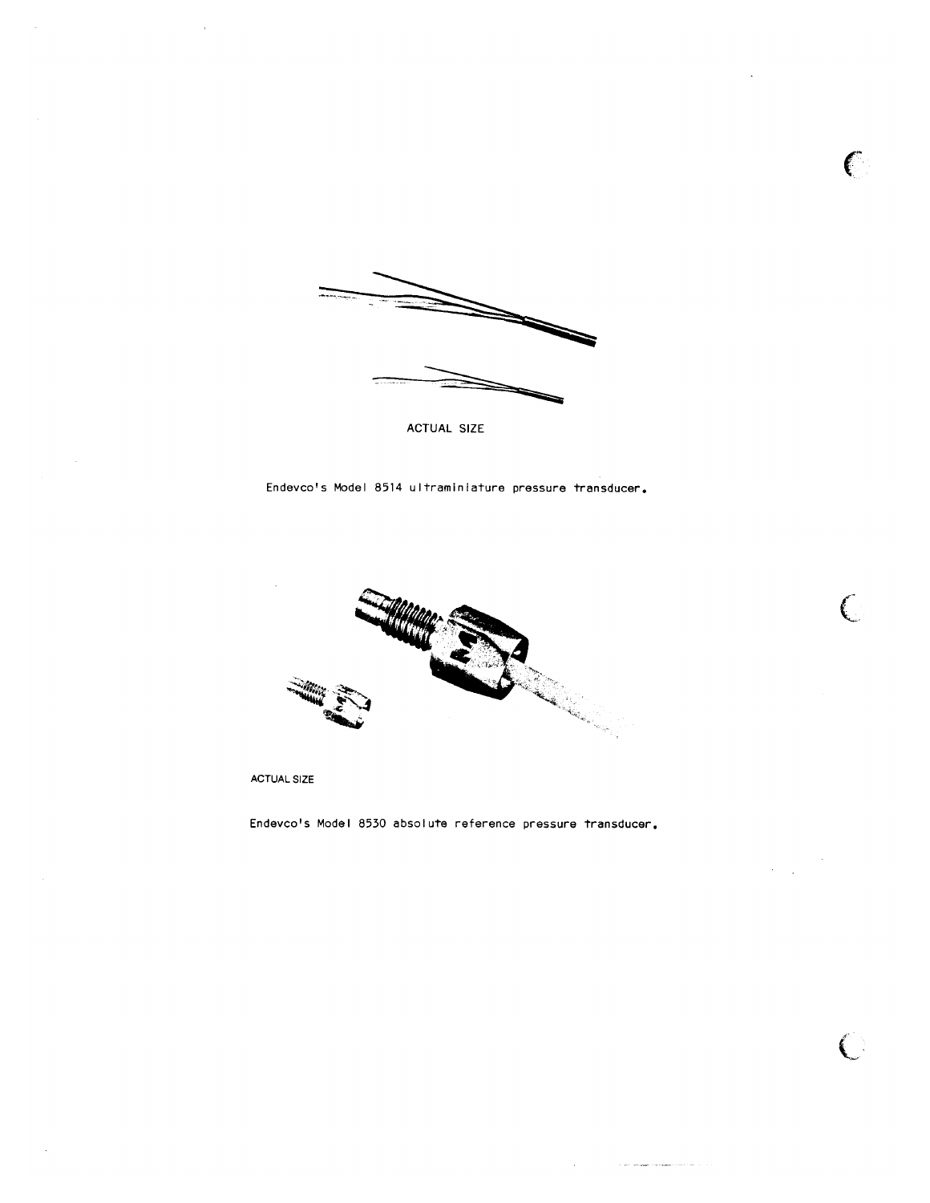ACTUAL SIZE

Endevco's Model 8514 ultraminiature pressure transducer.

ACTUAL SIZE

Endevco's Model 8530 absolute reference pressure transducer.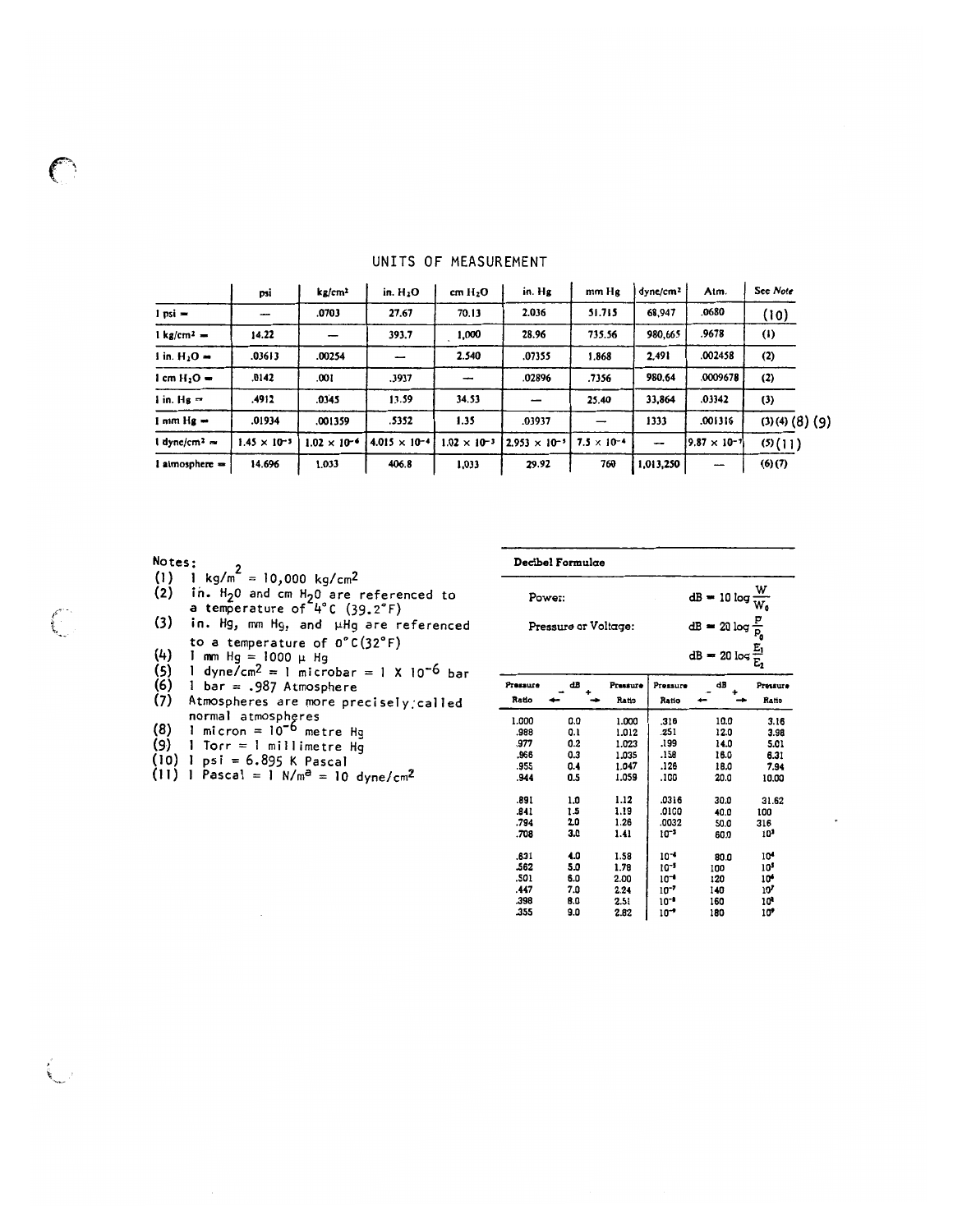# UNITS OF MEASUREMENT

| | psi | $kg/cm^2$ | in. $H_2O$ | cm $H_2O$ | in. Hg | mm Hg | $dyne/cm^2$ | Atm. | See *Note* |
|---|---|---|---|---|---|---|---|---|---|
| 1 psi = | — | .0703 | 27.67 | 70.13 | 2.036 | 51.715 | 68,947 | .0680 | (10) |
| 1 $kg/cm^2$ = | 14.22 | — | 393.7 | 1,000 | 28.96 | 735.56 | 980,665 | .9678 | (1) |
| 1 in. $H_2O$ = | .03613 | .00254 | — | 2.540 | .07355 | 1.868 | 2,491 | .002458 | (2) |
| 1 cm $H_2O$ = | .0142 | .001 | .3937 | — | .02896 | .7356 | 980.64 | .0009678 | (2) |
| 1 in. Hg = | .4912 | .0345 | 13.59 | 34.53 | — | 25.40 | 33,864 | .03342 | (3) |
| 1 mm Hg = | .01934 | .001359 | .5352 | 1.35 | .03937 | — | 1333 | .001316 | (3)(4) (8) (9) |
| 1 $dyne/cm^2$ = | $1.45 \times 10^{-5}$ | $1.02 \times 10^{-6}$ | $4.015 \times 10^{-4}$ | $1.02 \times 10^{-3}$ | $2.953 \times 10^{-5}$ | $7.5 \times 10^{-4}$ | — | $9.87 \times 10^{-7}$ | (5)(11) |
| 1 atmosphere = | 14.696 | 1.033 | 406.8 | 1,033 | 29.92 | 760 | 1,013,250 | — | (6)(7) |

Notes:

(1) 1 $kg/m^2$ = 10,000 $kg/cm^2$

(2) in. $H_2O$ and cm $H_2O$ are referenced to a temperature of 4°C (39.2°F)

(3) in. Hg, mm Hg, and μHg are referenced to a temperature of 0°C(32°F)

(4) 1 mm Hg = 1000 μ Hg

(5) 1 $dyne/cm^2$ = 1 microbar = 1 X $10^{-6}$ bar

(6) 1 bar = .987 Atmosphere

(7) Atmospheres are more precisely called normal atmospheres

(8) 1 micron = $10^{-6}$ metre Hg

(9) 1 Torr = 1 millimetre Hg

(10) 1 psi = 6.895 K Pascal

(11) 1 Pascal = 1 $N/m^a$ = 10 $dyne/cm^2$

**Decibel Formulae**

Power: $$dB = 10 \log \frac{W}{W_0}$$

Pressure or Voltage: $$dB = 20 \log \frac{P}{P_0}$$

$$dB = 20 \log \frac{E_1}{E_2}$$

| Pressure Ratio | dB − ← + → | Pressure Ratio | Pressure Ratio | dB − ← + → | Pressure Ratio |
|---|---|---|---|---|---|
| 1.000 | 0.0 | 1.000 | .316 | 10.0 | 3.16 |
| .988 | 0.1 | 1.012 | .251 | 12.0 | 3.98 |
| .977 | 0.2 | 1.023 | .199 | 14.0 | 5.01 |
| .966 | 0.3 | 1.035 | .158 | 16.0 | 6.31 |
| .955 | 0.4 | 1.047 | .126 | 18.0 | 7.94 |
| .944 | 0.5 | 1.059 | .100 | 20.0 | 10.00 |
| .891 | 1.0 | 1.12 | .0316 | 30.0 | 31.62 |
| .841 | 1.5 | 1.19 | .0100 | 40.0 | 100 |
| .794 | 2.0 | 1.26 | .0032 | 50.0 | 316 |
| .708 | 3.0 | 1.41 | $10^{-3}$ | 60.0 | $10^3$ |
| .631 | 4.0 | 1.58 | $10^{-4}$ | 80.0 | $10^4$ |
| .562 | 5.0 | 1.78 | $10^{-5}$ | 100 | $10^5$ |
| .501 | 6.0 | 2.00 | $10^{-6}$ | 120 | $10^6$ |
| .447 | 7.0 | 2.24 | $10^{-7}$ | 140 | $10^7$ |
| .398 | 8.0 | 2.51 | $10^{-8}$ | 160 | $10^8$ |
| .355 | 9.0 | 2.82 | $10^{-9}$ | 180 | $10^9$ |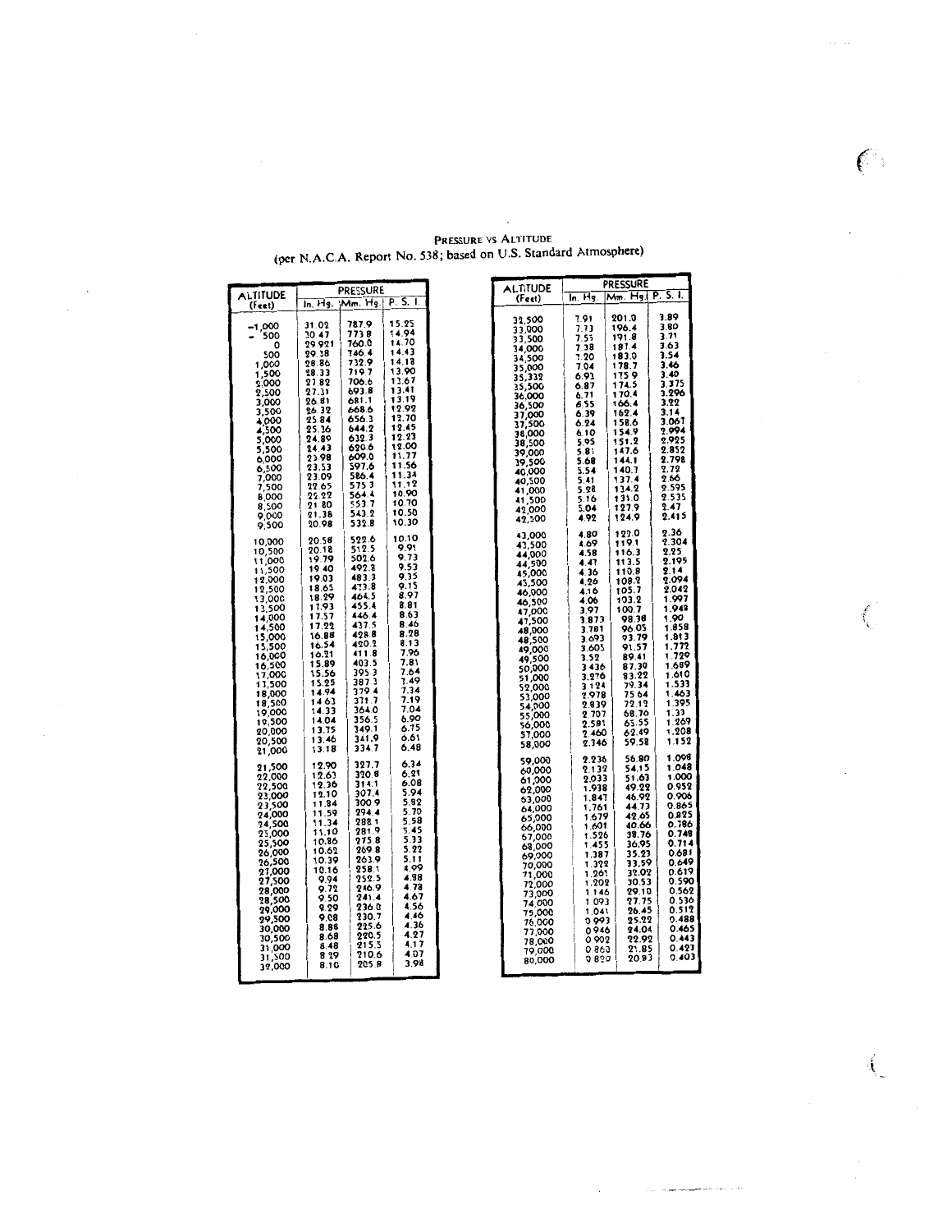**Pressure vs Altitude**
(per N.A.C.A. Report No. 538; based on U.S. Standard Atmosphere)

| ALTITUDE (Feet) | PRESSURE | | |
|---|---|---|---|
| | In. Hg. | Mm. Hg. | P. S. I. |
| -1,000 | 31.02 | 787.9 | 15.23 |
| - 500 | 30.47 | 773.8 | 14.94 |
| 0 | 29.921 | 760.0 | 14.70 |
| 500 | 29.38 | 746.4 | 14.43 |
| 1,000 | 28.86 | 732.9 | 14.18 |
| 1,500 | 28.33 | 719.7 | 13.90 |
| 2,000 | 27.82 | 706.6 | 13.67 |
| 2,500 | 27.31 | 693.8 | 13.41 |
| 3,000 | 26.81 | 681.1 | 13.19 |
| 3,500 | 26.32 | 668.6 | 12.92 |
| 4,000 | 25.84 | 656.3 | 12.70 |
| 4,500 | 25.36 | 644.2 | 12.45 |
| 5,000 | 24.89 | 632.3 | 12.23 |
| 5,500 | 24.43 | 620.6 | 12.00 |
| 6,000 | 23.98 | 609.0 | 11.77 |
| 6,500 | 23.53 | 597.6 | 11.56 |
| 7,000 | 23.09 | 586.4 | 11.34 |
| 7,500 | 22.65 | 575.3 | 11.12 |
| 8,000 | 22.22 | 564.4 | 10.90 |
| 8,500 | 21.80 | 553.7 | 10.70 |
| 9,000 | 21.38 | 543.2 | 10.50 |
| 9,500 | 20.98 | 532.8 | 10.30 |
| 10,000 | 20.58 | 522.6 | 10.10 |
| 10,500 | 20.18 | 512.5 | 9.91 |
| 11,000 | 19.79 | 502.6 | 9.73 |
| 11,500 | 19.40 | 492.8 | 9.53 |
| 12,000 | 19.03 | 483.3 | 9.35 |
| 12,500 | 18.65 | 473.8 | 9.15 |
| 13,000 | 18.29 | 464.5 | 8.97 |
| 13,500 | 17.93 | 455.4 | 8.81 |
| 14,000 | 17.57 | 446.4 | 8.63 |
| 14,500 | 17.22 | 437.5 | 8.46 |
| 15,000 | 16.88 | 428.8 | 8.28 |
| 15,500 | 16.54 | 420.2 | 8.13 |
| 16,000 | 16.21 | 411.8 | 7.96 |
| 16,500 | 15.89 | 403.5 | 7.81 |
| 17,000 | 15.56 | 395.3 | 7.64 |
| 17,500 | 15.25 | 387.3 | 7.49 |
| 18,000 | 14.94 | 379.4 | 7.34 |
| 18,500 | 14.63 | 371.7 | 7.19 |
| 19,000 | 14.33 | 364.0 | 7.04 |
| 19,500 | 14.04 | 356.5 | 6.90 |
| 20,000 | 13.75 | 349.1 | 6.75 |
| 20,500 | 13.46 | 341.9 | 6.61 |
| 21,000 | 13.18 | 334.7 | 6.48 |
| 21,500 | 12.90 | 327.7 | 6.34 |
| 22,000 | 12.63 | 320.8 | 6.21 |
| 22,500 | 12.36 | 314.1 | 6.08 |
| 23,000 | 12.10 | 307.4 | 5.94 |
| 23,500 | 11.84 | 300.9 | 5.82 |
| 24,000 | 11.59 | 294.4 | 5.70 |
| 24,500 | 11.34 | 288.1 | 5.58 |
| 25,000 | 11.10 | 281.9 | 5.45 |
| 25,500 | 10.86 | 275.8 | 5.33 |
| 26,000 | 10.62 | 269.8 | 5.22 |
| 26,500 | 10.39 | 263.9 | 5.11 |
| 27,000 | 10.16 | 258.1 | 4.99 |
| 27,500 | 9.94 | 252.5 | 4.88 |
| 28,000 | 9.72 | 246.9 | 4.78 |
| 28,500 | 9.50 | 241.4 | 4.67 |
| 29,000 | 9.29 | 236.0 | 4.56 |
| 29,500 | 9.08 | 230.7 | 4.46 |
| 30,000 | 8.88 | 225.6 | 4.36 |
| 30,500 | 8.68 | 220.5 | 4.27 |
| 31,000 | 8.48 | 215.5 | 4.17 |
| 31,500 | 8.29 | 210.6 | 4.07 |
| 32,000 | 8.10 | 205.8 | 3.98 |
| 32,500 | 7.91 | 201.0 | 3.89 |
| 33,000 | 7.73 | 196.4 | 3.80 |
| 33,500 | 7.55 | 191.8 | 3.71 |
| 34,000 | 7.38 | 187.4 | 3.63 |
| 34,500 | 7.20 | 183.0 | 3.54 |
| 35,000 | 7.04 | 178.7 | 3.46 |
| 35,332 | 6.93 | 175.9 | 3.40 |
| 35,500 | 6.87 | 174.5 | 3.375 |
| 36,000 | 6.71 | 170.4 | 3.296 |
| 36,500 | 6.55 | 166.4 | 3.22 |
| 37,000 | 6.39 | 162.4 | 3.14 |
| 37,500 | 6.24 | 158.6 | 3.067 |
| 38,000 | 6.10 | 154.9 | 2.994 |
| 38,500 | 5.95 | 151.2 | 2.925 |
| 39,000 | 5.81 | 147.6 | 2.852 |
| 39,500 | 5.68 | 144.1 | 2.798 |
| 40,000 | 5.54 | 140.7 | 2.72 |
| 40,500 | 5.41 | 137.4 | 2.66 |
| 41,000 | 5.28 | 134.2 | 2.595 |
| 41,500 | 5.16 | 131.0 | 2.535 |
| 42,000 | 5.04 | 127.9 | 2.47 |
| 42,500 | 4.92 | 124.9 | 2.415 |
| 43,000 | 4.80 | 122.0 | 2.36 |
| 43,500 | 4.69 | 119.1 | 2.304 |
| 44,000 | 4.58 | 116.3 | 2.25 |
| 44,500 | 4.47 | 113.5 | 2.195 |
| 45,000 | 4.36 | 110.8 | 2.14 |
| 45,500 | 4.26 | 108.2 | 2.094 |
| 46,000 | 4.16 | 105.7 | 2.042 |
| 46,500 | 4.06 | 103.2 | 1.997 |
| 47,000 | 3.97 | 100.7 | 1.949 |
| 47,500 | 3.873 | 98.38 | 1.90 |
| 48,000 | 3.781 | 96.05 | 1.858 |
| 48,500 | 3.693 | 93.79 | 1.813 |
| 49,000 | 3.605 | 91.57 | 1.772 |
| 49,500 | 3.52 | 89.41 | 1.729 |
| 50,000 | 3.436 | 87.30 | 1.689 |
| 51,000 | 3.276 | 83.22 | 1.610 |
| 52,000 | 3.124 | 79.34 | 1.533 |
| 53,000 | 2.978 | 75.64 | 1.463 |
| 54,000 | 2.839 | 72.12 | 1.395 |
| 55,000 | 2.707 | 68.76 | 1.33 |
| 56,000 | 2.581 | 65.55 | 1.269 |
| 57,000 | 2.460 | 62.49 | 1.208 |
| 58,000 | 2.346 | 59.58 | 1.152 |
| 59,000 | 2.236 | 56.80 | 1.098 |
| 60,000 | 2.132 | 54.15 | 1.048 |
| 61,000 | 2.033 | 51.63 | 1.000 |
| 62,000 | 1.938 | 49.22 | 0.952 |
| 63,000 | 1.847 | 46.92 | 0.906 |
| 64,000 | 1.761 | 44.73 | 0.865 |
| 65,000 | 1.679 | 42.65 | 0.825 |
| 66,000 | 1.601 | 40.66 | 0.786 |
| 67,000 | 1.526 | 38.76 | 0.748 |
| 68,000 | 1.455 | 36.95 | 0.714 |
| 69,000 | 1.387 | 35.23 | 0.681 |
| 70,000 | 1.322 | 33.59 | 0.649 |
| 71,000 | 1.261 | 32.02 | 0.619 |
| 72,000 | 1.202 | 30.53 | 0.590 |
| 73,000 | 1.146 | 29.10 | 0.562 |
| 74,000 | 1.093 | 27.75 | 0.536 |
| 75,000 | 1.041 | 26.45 | 0.512 |
| 76,000 | 0.993 | 25.22 | 0.488 |
| 77,000 | 0.946 | 24.04 | 0.465 |
| 78,000 | 0.902 | 22.92 | 0.443 |
| 79,000 | 0.860 | 21.85 | 0.423 |
| 80,000 | 0.820 | 20.83 | 0.403 |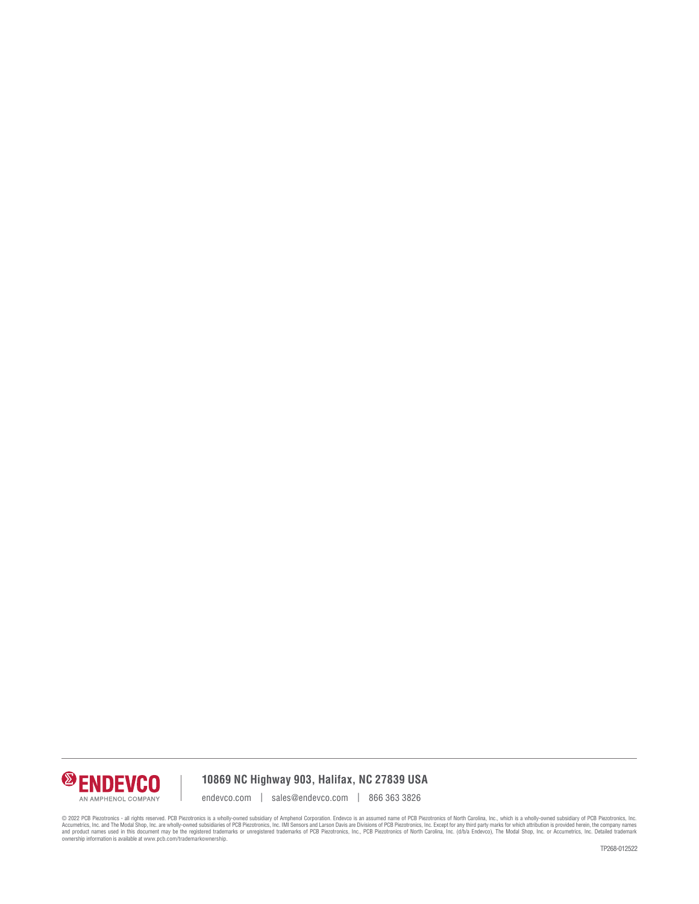ENDEVCO

AN AMPHENOL COMPANY

**10869 NC Highway 903, Halifax, NC 27839 USA**

endevco.com | sales@endevco.com | 866 363 3826

© 2022 PCB Piezotronics - all rights reserved. PCB Piezotronics is a wholly-owned subsidiary of Amphenol Corporation. Endevco is an assumed name of PCB Piezotronics of North Carolina, Inc., which is a wholly-owned subsidiary of PCB Piezotronics, Inc. Accumetrics, Inc. and The Modal Shop, Inc. are wholly-owned subsidiaries of PCB Piezotronics, Inc. IMI Sensors and Larson Davis are Divisions of PCB Piezotronics, Inc. Except for any third party marks for which attribution is provided herein, the company names and product names used in this document may be the registered trademarks or unregistered trademarks of PCB Piezotronics, Inc., PCB Piezotronics of North Carolina, Inc. (d/b/a Endevco), The Modal Shop, Inc. or Accumetrics, Inc. Detailed trademark ownership information is available at www.pcb.com/trademarkownership.

TP268-012522